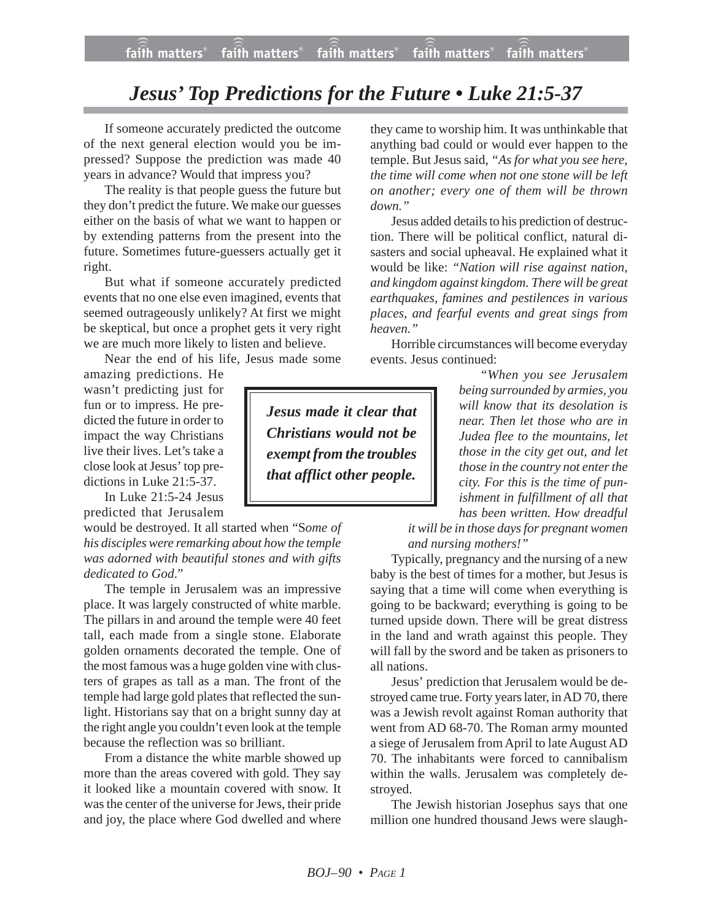# *Jesus' Top Predictions for the Future • Luke 21:5-37*

If someone accurately predicted the outcome of the next general election would you be impressed? Suppose the prediction was made 40 years in advance? Would that impress you?

The reality is that people guess the future but they don't predict the future. We make our guesses either on the basis of what we want to happen or by extending patterns from the present into the future. Sometimes future-guessers actually get it right.

But what if someone accurately predicted events that no one else even imagined, events that seemed outrageously unlikely? At first we might be skeptical, but once a prophet gets it very right we are much more likely to listen and believe.

Near the end of his life, Jesus made some amazing predictions. He wasn't predicting just for fun or to impress. He predicted the future in order to impact the way Christians live their lives. Let's take a close look at Jesus' top predictions in Luke 21:5-37.

> ***Jesus made it clear that Christians would not be exempt from the troubles that afflict other people.***

In Luke 21:5-24 Jesus predicted that Jerusalem would be destroyed. It all started when "S*ome of his disciples were remarking about how the temple was adorned with beautiful stones and with gifts dedicated to God*."

The temple in Jerusalem was an impressive place. It was largely constructed of white marble. The pillars in and around the temple were 40 feet tall, each made from a single stone. Elaborate golden ornaments decorated the temple. One of the most famous was a huge golden vine with clusters of grapes as tall as a man. The front of the temple had large gold plates that reflected the sunlight. Historians say that on a bright sunny day at the right angle you couldn't even look at the temple because the reflection was so brilliant.

From a distance the white marble showed up more than the areas covered with gold. They say it looked like a mountain covered with snow. It was the center of the universe for Jews, their pride and joy, the place where God dwelled and where they came to worship him. It was unthinkable that anything bad could or would ever happen to the temple. But Jesus said, "*As for what you see here, the time will come when not one stone will be left on another; every one of them will be thrown down.*"

Jesus added details to his prediction of destruction. There will be political conflict, natural disasters and social upheaval. He explained what it would be like: *"Nation will rise against nation, and kingdom against kingdom. There will be great earthquakes, famines and pestilences in various places, and fearful events and great sings from heaven."*

Horrible circumstances will become everyday events. Jesus continued:

> *"When you see Jerusalem being surrounded by armies, you will know that its desolation is near. Then let those who are in Judea flee to the mountains, let those in the city get out, and let those in the country not enter the city. For this is the time of punishment in fulfillment of all that has been written. How dreadful it will be in those days for pregnant women and nursing mothers!"*

Typically, pregnancy and the nursing of a new baby is the best of times for a mother, but Jesus is saying that a time will come when everything is going to be backward; everything is going to be turned upside down. There will be great distress in the land and wrath against this people. They will fall by the sword and be taken as prisoners to all nations.

Jesus' prediction that Jerusalem would be destroyed came true. Forty years later, in AD 70, there was a Jewish revolt against Roman authority that went from AD 68-70. The Roman army mounted a siege of Jerusalem from April to late August AD 70. The inhabitants were forced to cannibalism within the walls. Jerusalem was completely destroyed.

The Jewish historian Josephus says that one million one hundred thousand Jews were slaugh-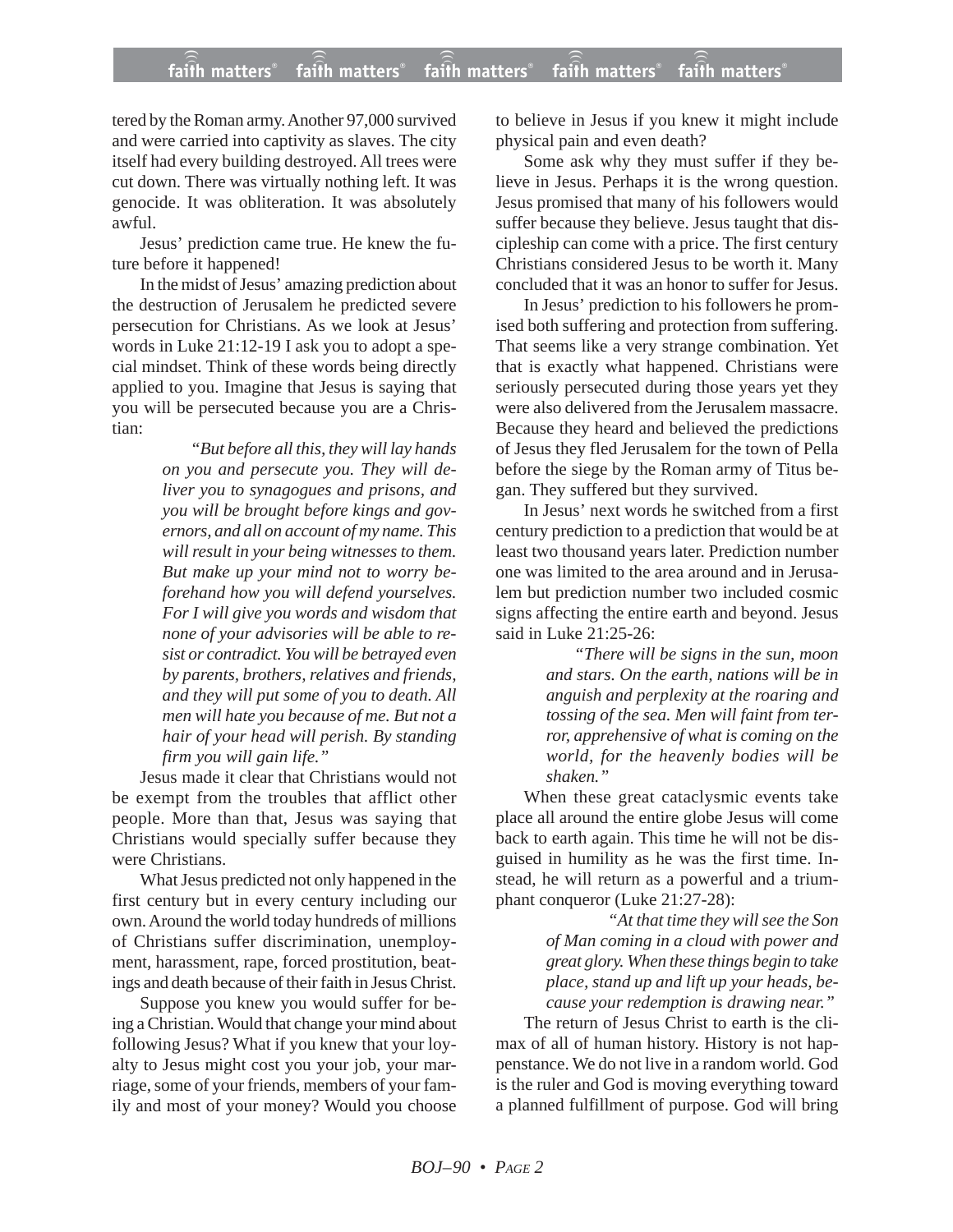tered by the Roman army. Another 97,000 survived and were carried into captivity as slaves. The city itself had every building destroyed. All trees were cut down. There was virtually nothing left. It was genocide. It was obliteration. It was absolutely awful.

Jesus' prediction came true. He knew the future before it happened!

In the midst of Jesus' amazing prediction about the destruction of Jerusalem he predicted severe persecution for Christians. As we look at Jesus' words in Luke 21:12-19 I ask you to adopt a special mindset. Think of these words being directly applied to you. Imagine that Jesus is saying that you will be persecuted because you are a Christian:

> *"But before all this, they will lay hands on you and persecute you. They will deliver you to synagogues and prisons, and you will be brought before kings and governors, and all on account of my name. This will result in your being witnesses to them. But make up your mind not to worry beforehand how you will defend yourselves. For I will give you words and wisdom that none of your advisories will be able to resist or contradict. You will be betrayed even by parents, brothers, relatives and friends, and they will put some of you to death. All men will hate you because of me. But not a hair of your head will perish. By standing firm you will gain life."*

Jesus made it clear that Christians would not be exempt from the troubles that afflict other people. More than that, Jesus was saying that Christians would specially suffer because they were Christians.

What Jesus predicted not only happened in the first century but in every century including our own. Around the world today hundreds of millions of Christians suffer discrimination, unemployment, harassment, rape, forced prostitution, beatings and death because of their faith in Jesus Christ.

Suppose you knew you would suffer for being a Christian. Would that change your mind about following Jesus? What if you knew that your loyalty to Jesus might cost you your job, your marriage, some of your friends, members of your family and most of your money? Would you choose to believe in Jesus if you knew it might include physical pain and even death?

Some ask why they must suffer if they believe in Jesus. Perhaps it is the wrong question. Jesus promised that many of his followers would suffer because they believe. Jesus taught that discipleship can come with a price. The first century Christians considered Jesus to be worth it. Many concluded that it was an honor to suffer for Jesus.

In Jesus' prediction to his followers he promised both suffering and protection from suffering. That seems like a very strange combination. Yet that is exactly what happened. Christians were seriously persecuted during those years yet they were also delivered from the Jerusalem massacre. Because they heard and believed the predictions of Jesus they fled Jerusalem for the town of Pella before the siege by the Roman army of Titus began. They suffered but they survived.

In Jesus' next words he switched from a first century prediction to a prediction that would be at least two thousand years later. Prediction number one was limited to the area around and in Jerusalem but prediction number two included cosmic signs affecting the entire earth and beyond. Jesus said in Luke 21:25-26:

> *"There will be signs in the sun, moon and stars. On the earth, nations will be in anguish and perplexity at the roaring and tossing of the sea. Men will faint from terror, apprehensive of what is coming on the world, for the heavenly bodies will be shaken."*

When these great cataclysmic events take place all around the entire globe Jesus will come back to earth again. This time he will not be disguised in humility as he was the first time. Instead, he will return as a powerful and a triumphant conqueror (Luke 21:27-28):

> *"At that time they will see the Son of Man coming in a cloud with power and great glory. When these things begin to take place, stand up and lift up your heads, because your redemption is drawing near."*

The return of Jesus Christ to earth is the climax of all of human history. History is not happenstance. We do not live in a random world. God is the ruler and God is moving everything toward a planned fulfillment of purpose. God will bring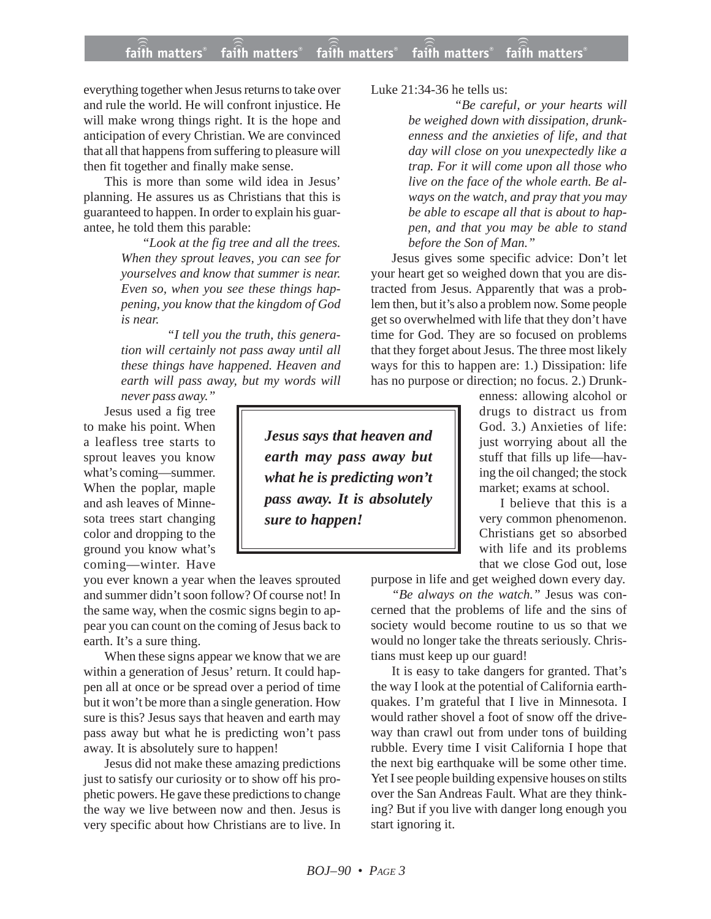everything together when Jesus returns to take over and rule the world. He will confront injustice. He will make wrong things right. It is the hope and anticipation of every Christian. We are convinced that all that happens from suffering to pleasure will then fit together and finally make sense.

This is more than some wild idea in Jesus' planning. He assures us as Christians that this is guaranteed to happen. In order to explain his guarantee, he told them this parable:

> "*Look at the fig tree and all the trees. When they sprout leaves, you can see for yourselves and know that summer is near. Even so, when you see these things happening, you know that the kingdom of God is near.*
>
> *"I tell you the truth, this generation will certainly not pass away until all these things have happened. Heaven and earth will pass away, but my words will never pass away."*

Jesus used a fig tree to make his point. When a leafless tree starts to sprout leaves you know what's coming—summer. When the poplar, maple and ash leaves of Minnesota trees start changing color and dropping to the ground you know what's coming—winter. Have you ever known a year when the leaves sprouted and summer didn't soon follow? Of course not! In the same way, when the cosmic signs begin to appear you can count on the coming of Jesus back to earth. It's a sure thing.

> ***Jesus says that heaven and earth may pass away but what he is predicting won't pass away. It is absolutely sure to happen!***

When these signs appear we know that we are within a generation of Jesus' return. It could happen all at once or be spread over a period of time but it won't be more than a single generation. How sure is this? Jesus says that heaven and earth may pass away but what he is predicting won't pass away. It is absolutely sure to happen!

Jesus did not make these amazing predictions just to satisfy our curiosity or to show off his prophetic powers. He gave these predictions to change the way we live between now and then. Jesus is very specific about how Christians are to live. In Luke 21:34-36 he tells us:

> *"Be careful, or your hearts will be weighed down with dissipation, drunkenness and the anxieties of life, and that day will close on you unexpectedly like a trap. For it will come upon all those who live on the face of the whole earth. Be always on the watch, and pray that you may be able to escape all that is about to happen, and that you may be able to stand before the Son of Man."*

Jesus gives some specific advice: Don't let your heart get so weighed down that you are distracted from Jesus. Apparently that was a problem then, but it's also a problem now. Some people get so overwhelmed with life that they don't have time for God. They are so focused on problems that they forget about Jesus. The three most likely ways for this to happen are: 1.) Dissipation: life has no purpose or direction; no focus. 2.) Drunkenness: allowing alcohol or drugs to distract us from God. 3.) Anxieties of life: just worrying about all the stuff that fills up life—having the oil changed; the stock market; exams at school.

I believe that this is a very common phenomenon. Christians get so absorbed with life and its problems that we close God out, lose purpose in life and get weighed down every day.

*"Be always on the watch."* Jesus was concerned that the problems of life and the sins of society would become routine to us so that we would no longer take the threats seriously. Christians must keep up our guard!

It is easy to take dangers for granted. That's the way I look at the potential of California earthquakes. I'm grateful that I live in Minnesota. I would rather shovel a foot of snow off the driveway than crawl out from under tons of building rubble. Every time I visit California I hope that the next big earthquake will be some other time. Yet I see people building expensive houses on stilts over the San Andreas Fault. What are they thinking? But if you live with danger long enough you start ignoring it.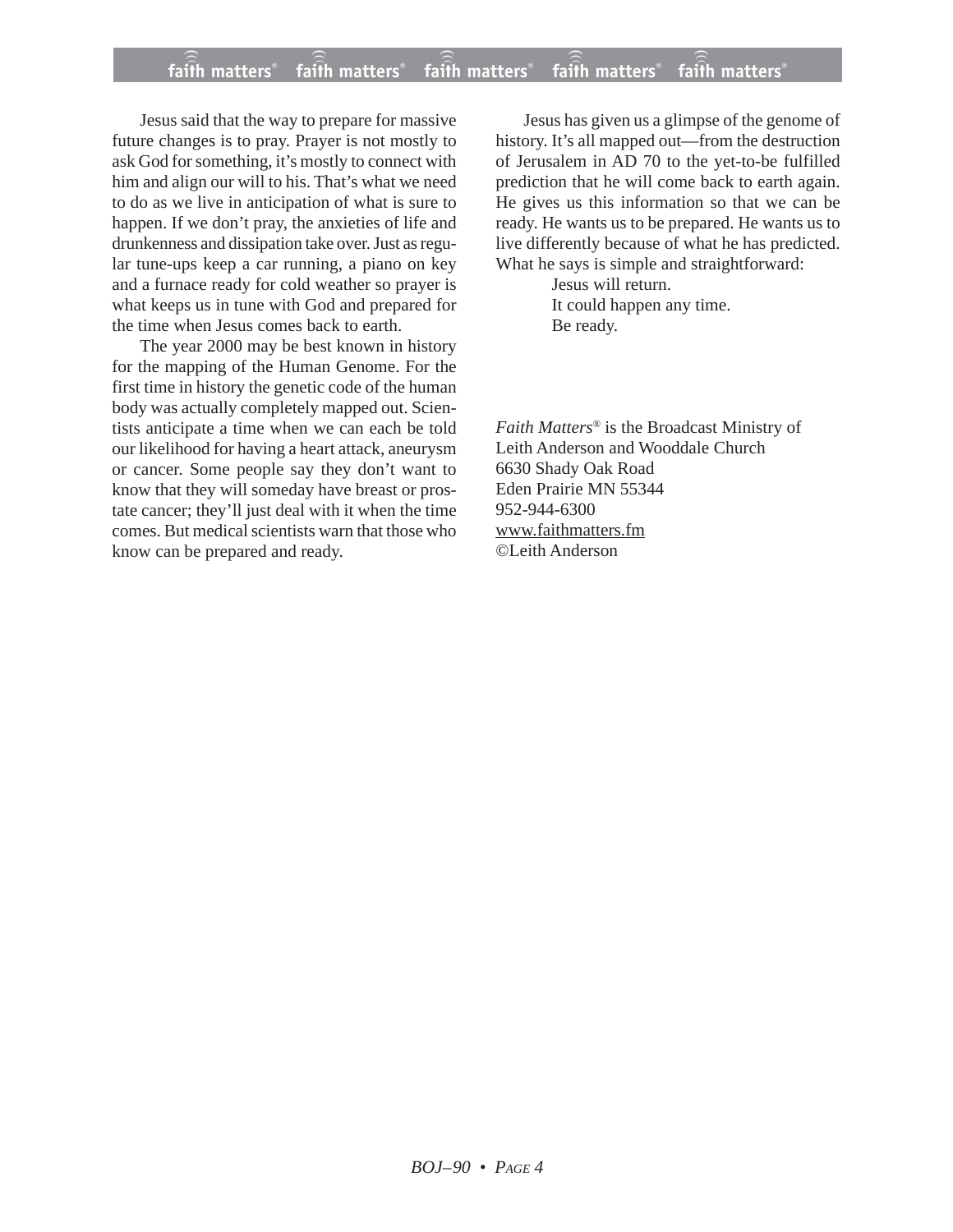Jesus said that the way to prepare for massive future changes is to pray. Prayer is not mostly to ask God for something, it's mostly to connect with him and align our will to his. That's what we need to do as we live in anticipation of what is sure to happen. If we don't pray, the anxieties of life and drunkenness and dissipation take over. Just as regular tune-ups keep a car running, a piano on key and a furnace ready for cold weather so prayer is what keeps us in tune with God and prepared for the time when Jesus comes back to earth.

The year 2000 may be best known in history for the mapping of the Human Genome. For the first time in history the genetic code of the human body was actually completely mapped out. Scientists anticipate a time when we can each be told our likelihood for having a heart attack, aneurysm or cancer. Some people say they don't want to know that they will someday have breast or prostate cancer; they'll just deal with it when the time comes. But medical scientists warn that those who know can be prepared and ready.

Jesus has given us a glimpse of the genome of history. It's all mapped out—from the destruction of Jerusalem in AD 70 to the yet-to-be fulfilled prediction that he will come back to earth again. He gives us this information so that we can be ready. He wants us to be prepared. He wants us to live differently because of what he has predicted. What he says is simple and straightforward:

Jesus will return.
It could happen any time.
Be ready.

*Faith Matters*® is the Broadcast Ministry of
Leith Anderson and Wooddale Church
6630 Shady Oak Road
Eden Prairie MN 55344
952-944-6300
www.faithmatters.fm
©Leith Anderson